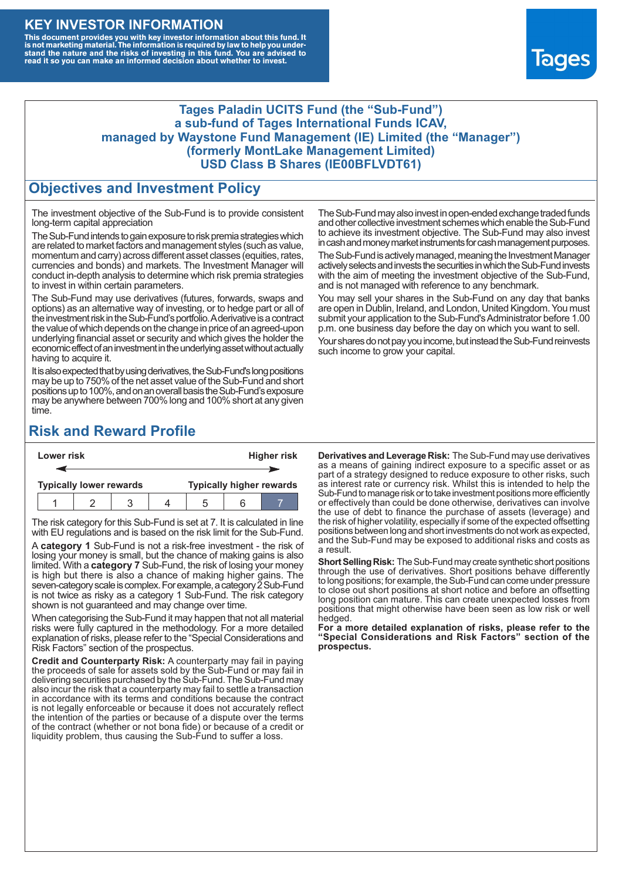# KEY INVESTOR INFORMATION

**This document provides you with key investor information about this fund. It is not marketing material. The information is required by law to help you understand the nature and the risks of investing in this fund. You are advised to read it so you can make an informed decision about whether to invest.**

Tages

**Tages Paladin UCITS Fund (the "Sub-Fund")**
**a sub-fund of Tages International Funds ICAV,**
**managed by Waystone Fund Management (IE) Limited (the "Manager")**
**(formerly MontLake Management Limited)**
**USD Class B Shares (IE00BFLVDT61)**

## Objectives and Investment Policy

The investment objective of the Sub-Fund is to provide consistent long-term capital appreciation

The Sub-Fund intends to gain exposure to risk premia strategies which are related to market factors and management styles (such as value, momentum and carry) across different asset classes (equities, rates, currencies and bonds) and markets. The Investment Manager will conduct in-depth analysis to determine which risk premia strategies to invest in within certain parameters.

The Sub-Fund may use derivatives (futures, forwards, swaps and options) as an alternative way of investing, or to hedge part or all of the investment risk in the Sub-Fund's portfolio. A derivative is a contract the value of which depends on the change in price of an agreed-upon underlying financial asset or security and which gives the holder the economic effect of an investment in the underlying asset without actually having to acquire it.

It is also expected that by using derivatives, the Sub-Fund's long positions may be up to 750% of the net asset value of the Sub-Fund and short positions up to 100%, and on an overall basis the Sub-Fund's exposure may be anywhere between 700% long and 100% short at any given time.

The Sub-Fund may also invest in open-ended exchange traded funds and other collective investment schemes which enable the Sub-Fund to achieve its investment objective. The Sub-Fund may also invest in cash and money market instruments for cash management purposes.

The Sub-Fund is actively managed, meaning the Investment Manager actively selects and invests the securities in which the Sub-Fund invests with the aim of meeting the investment objective of the Sub-Fund, and is not managed with reference to any benchmark.

You may sell your shares in the Sub-Fund on any day that banks are open in Dublin, Ireland, and London, United Kingdom. You must submit your application to the Sub-Fund's Administrator before 1.00 p.m. one business day before the day on which you want to sell.

Your shares do not pay you income, but instead the Sub-Fund reinvests such income to grow your capital.

## Risk and Reward Profile

| Lower risk | | | | | | Higher risk |
|---|---|---|---|---|---|---|
| Typically lower rewards | | | | | | Typically higher rewards |
| 1 | 2 | 3 | 4 | 5 | 6 | **7** |

The risk category for this Sub-Fund is set at 7. It is calculated in line with EU regulations and is based on the risk limit for the Sub-Fund.

A **category 1** Sub-Fund is not a risk-free investment - the risk of losing your money is small, but the chance of making gains is also limited. With a **category 7** Sub-Fund, the risk of losing your money is high but there is also a chance of making higher gains. The seven-category scale is complex. For example, a category 2 Sub-Fund is not twice as risky as a category 1 Sub-Fund. The risk category shown is not guaranteed and may change over time.

When categorising the Sub-Fund it may happen that not all material risks were fully captured in the methodology. For a more detailed explanation of risks, please refer to the "Special Considerations and Risk Factors" section of the prospectus.

**Credit and Counterparty Risk:** A counterparty may fail in paying the proceeds of sale for assets sold by the Sub-Fund or may fail in delivering securities purchased by the Sub-Fund. The Sub-Fund may also incur the risk that a counterparty may fail to settle a transaction in accordance with its terms and conditions because the contract is not legally enforceable or because it does not accurately reflect the intention of the parties or because of a dispute over the terms of the contract (whether or not bona fide) or because of a credit or liquidity problem, thus causing the Sub-Fund to suffer a loss.

**Derivatives and Leverage Risk:** The Sub-Fund may use derivatives as a means of gaining indirect exposure to a specific asset or as part of a strategy designed to reduce exposure to other risks, such as interest rate or currency risk. Whilst this is intended to help the Sub-Fund to manage risk or to take investment positions more efficiently or effectively than could be done otherwise, derivatives can involve the use of debt to finance the purchase of assets (leverage) and the risk of higher volatility, especially if some of the expected offsetting positions between long and short investments do not work as expected, and the Sub-Fund may be exposed to additional risks and costs as a result.

**Short Selling Risk:** The Sub-Fund may create synthetic short positions through the use of derivatives. Short positions behave differently to long positions; for example, the Sub-Fund can come under pressure to close out short positions at short notice and before an offsetting long position can mature. This can create unexpected losses from positions that might otherwise have been seen as low risk or well hedged.

**For a more detailed explanation of risks, please refer to the "Special Considerations and Risk Factors" section of the prospectus.**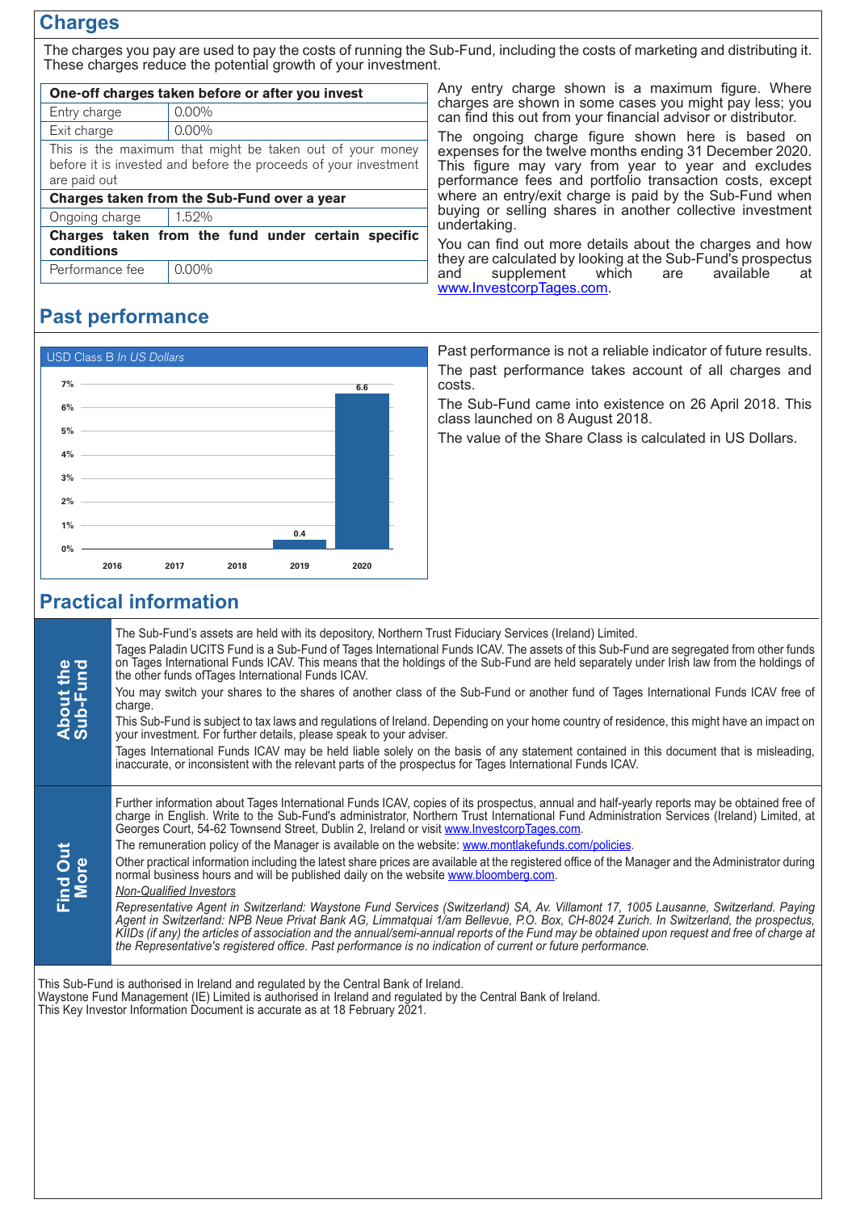## Charges

The charges you pay are used to pay the costs of running the Sub-Fund, including the costs of marketing and distributing it. These charges reduce the potential growth of your investment.

| **One-off charges taken before or after you invest** | |
|---|---|
| Entry charge | 0.00% |
| Exit charge | 0.00% |
| This is the maximum that might be taken out of your money before it is invested and before the proceeds of your investment are paid out | |
| **Charges taken from the Sub-Fund over a year** | |
| Ongoing charge | 1.52% |
| **Charges taken from the fund under certain specific conditions** | |
| Performance fee | 0.00% |

Any entry charge shown is a maximum figure. Where charges are shown in some cases you might pay less; you can find this out from your financial advisor or distributor.

The ongoing charge figure shown here is based on expenses for the twelve months ending 31 December 2020. This figure may vary from year to year and excludes performance fees and portfolio transaction costs, except where an entry/exit charge is paid by the Sub-Fund when buying or selling shares in another collective investment undertaking.

You can find out more details about the charges and how they are calculated by looking at the Sub-Fund's prospectus and supplement which are available at www.InvestcorpTages.com.

## Past performance

USD Class B *In US Dollars*

7%
6%
5%
4%
3%
2%
1%
0%

2016
2017
2018
2019
2020

0.4
6.6

Past performance is not a reliable indicator of future results.

The past performance takes account of all charges and costs.

The Sub-Fund came into existence on 26 April 2018. This class launched on 8 August 2018.

The value of the Share Class is calculated in US Dollars.

## Practical information

### About the Sub-Fund

The Sub-Fund's assets are held with its depository, Northern Trust Fiduciary Services (Ireland) Limited.

Tages Paladin UCITS Fund is a Sub-Fund of Tages International Funds ICAV. The assets of this Sub-Fund are segregated from other funds on Tages International Funds ICAV. This means that the holdings of the Sub-Fund are held separately under Irish law from the holdings of the other funds ofTages International Funds ICAV.

You may switch your shares to the shares of another class of the Sub-Fund or another fund of Tages International Funds ICAV free of charge.

This Sub-Fund is subject to tax laws and regulations of Ireland. Depending on your home country of residence, this might have an impact on your investment. For further details, please speak to your adviser.

Tages International Funds ICAV may be held liable solely on the basis of any statement contained in this document that is misleading, inaccurate, or inconsistent with the relevant parts of the prospectus for Tages International Funds ICAV.

### Find Out More

Further information about Tages International Funds ICAV, copies of its prospectus, annual and half-yearly reports may be obtained free of charge in English. Write to the Sub-Fund's administrator, Northern Trust International Fund Administration Services (Ireland) Limited, at Georges Court, 54-62 Townsend Street, Dublin 2, Ireland or visit www.InvestcorpTages.com.

The remuneration policy of the Manager is available on the website: www.montlakefunds.com/policies.

Other practical information including the latest share prices are available at the registered office of the Manager and the Administrator during normal business hours and will be published daily on the website www.bloomberg.com.

*Non-Qualified Investors*

*Representative Agent in Switzerland: Waystone Fund Services (Switzerland) SA, Av. Villamont 17, 1005 Lausanne, Switzerland. Paying Agent in Switzerland: NPB Neue Privat Bank AG, Limmatquai 1/am Bellevue, P.O. Box, CH-8024 Zurich. In Switzerland, the prospectus, KIIDs (if any) the articles of association and the annual/semi-annual reports of the Fund may be obtained upon request and free of charge at the Representative's registered office. Past performance is no indication of current or future performance.*

This Sub-Fund is authorised in Ireland and regulated by the Central Bank of Ireland.
Waystone Fund Management (IE) Limited is authorised in Ireland and regulated by the Central Bank of Ireland.
This Key Investor Information Document is accurate as at 18 February 2021.